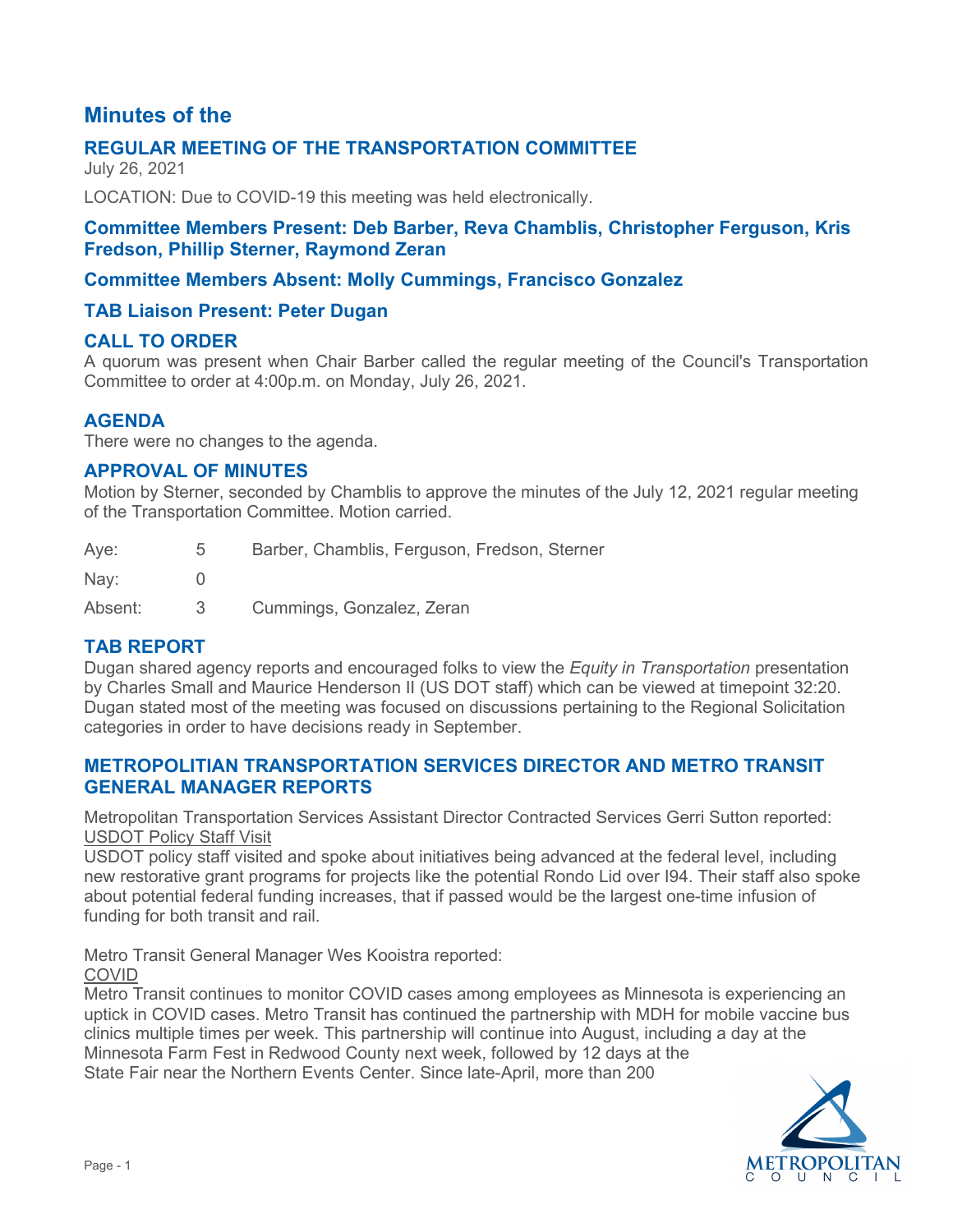# Minutes of the

## REGULAR MEETING OF THE TRANSPORTATION COMMITTEE

July 26, 2021

LOCATION: Due to COVID-19 this meeting was held electronically.

### Committee Members Present: Deb Barber, Reva Chamblis, Christopher Ferguson, Kris Fredson, Phillip Sterner, Raymond Zeran

### Committee Members Absent: Molly Cummings, Francisco Gonzalez

### TAB Liaison Present: Peter Dugan

## CALL TO ORDER

A quorum was present when Chair Barber called the regular meeting of the Council's Transportation Committee to order at 4:00p.m. on Monday, July 26, 2021.

## AGENDA

There were no changes to the agenda.

## APPROVAL OF MINUTES

Motion by Sterner, seconded by Chamblis to approve the minutes of the July 12, 2021 regular meeting of the Transportation Committee. Motion carried.

| | | |
|---|---|---|
| Aye: | 5 | Barber, Chamblis, Ferguson, Fredson, Sterner |
| Nay: | 0 | |
| Absent: | 3 | Cummings, Gonzalez, Zeran |

## TAB REPORT

Dugan shared agency reports and encouraged folks to view the *Equity in Transportation* presentation by Charles Small and Maurice Henderson II (US DOT staff) which can be viewed at timepoint 32:20. Dugan stated most of the meeting was focused on discussions pertaining to the Regional Solicitation categories in order to have decisions ready in September.

## METROPOLITAN TRANSPORTATION SERVICES DIRECTOR AND METRO TRANSIT GENERAL MANAGER REPORTS

Metropolitan Transportation Services Assistant Director Contracted Services Gerri Sutton reported:

USDOT Policy Staff Visit

USDOT policy staff visited and spoke about initiatives being advanced at the federal level, including new restorative grant programs for projects like the potential Rondo Lid over I94. Their staff also spoke about potential federal funding increases, that if passed would be the largest one-time infusion of funding for both transit and rail.

Metro Transit General Manager Wes Kooistra reported:

COVID

Metro Transit continues to monitor COVID cases among employees as Minnesota is experiencing an uptick in COVID cases. Metro Transit has continued the partnership with MDH for mobile vaccine bus clinics multiple times per week. This partnership will continue into August, including a day at the Minnesota Farm Fest in Redwood County next week, followed by 12 days at the State Fair near the Northern Events Center. Since late-April, more than 200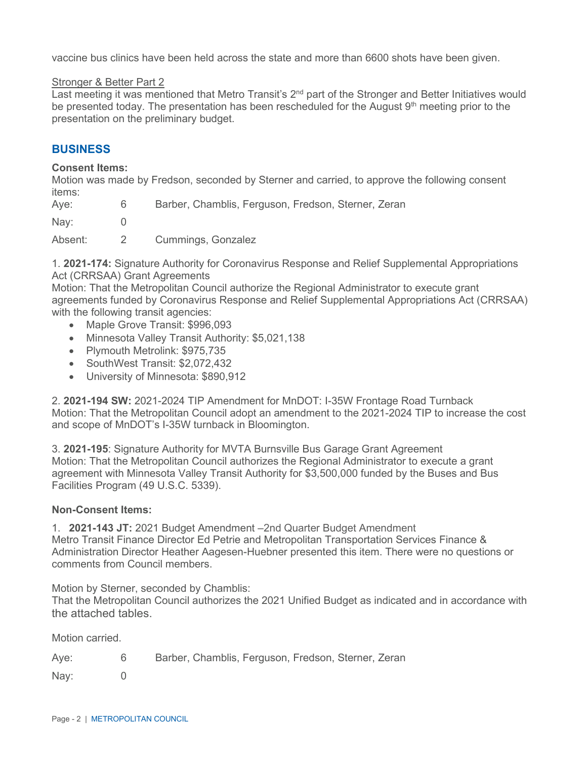vaccine bus clinics have been held across the state and more than 6600 shots have been given.

Stronger & Better Part 2

Last meeting it was mentioned that Metro Transit's 2nd part of the Stronger and Better Initiatives would be presented today. The presentation has been rescheduled for the August 9th meeting prior to the presentation on the preliminary budget.

## BUSINESS

**Consent Items:**

Motion was made by Fredson, seconded by Sterner and carried, to approve the following consent items:

| | | |
|---|---|---|
| Aye: | 6 | Barber, Chamblis, Ferguson, Fredson, Sterner, Zeran |
| Nay: | 0 | |
| Absent: | 2 | Cummings, Gonzalez |

1. **2021-174:** Signature Authority for Coronavirus Response and Relief Supplemental Appropriations Act (CRRSAA) Grant Agreements

Motion: That the Metropolitan Council authorize the Regional Administrator to execute grant agreements funded by Coronavirus Response and Relief Supplemental Appropriations Act (CRRSAA) with the following transit agencies:

- Maple Grove Transit: $996,093
- Minnesota Valley Transit Authority: $5,021,138
- Plymouth Metrolink: $975,735
- SouthWest Transit: $2,072,432
- University of Minnesota: $890,912

2. **2021-194 SW:** 2021-2024 TIP Amendment for MnDOT: I-35W Frontage Road Turnback

Motion: That the Metropolitan Council adopt an amendment to the 2021-2024 TIP to increase the cost and scope of MnDOT's I-35W turnback in Bloomington.

3. **2021-195**: Signature Authority for MVTA Burnsville Bus Garage Grant Agreement

Motion: That the Metropolitan Council authorizes the Regional Administrator to execute a grant agreement with Minnesota Valley Transit Authority for $3,500,000 funded by the Buses and Bus Facilities Program (49 U.S.C. 5339).

**Non-Consent Items:**

1. **2021-143 JT:** 2021 Budget Amendment –2nd Quarter Budget Amendment

Metro Transit Finance Director Ed Petrie and Metropolitan Transportation Services Finance & Administration Director Heather Aagesen-Huebner presented this item. There were no questions or comments from Council members.

Motion by Sterner, seconded by Chamblis:

That the Metropolitan Council authorizes the 2021 Unified Budget as indicated and in accordance with the attached tables.

Motion carried.

| | | |
|---|---|---|
| Aye: | 6 | Barber, Chamblis, Ferguson, Fredson, Sterner, Zeran |
| Nay: | 0 | |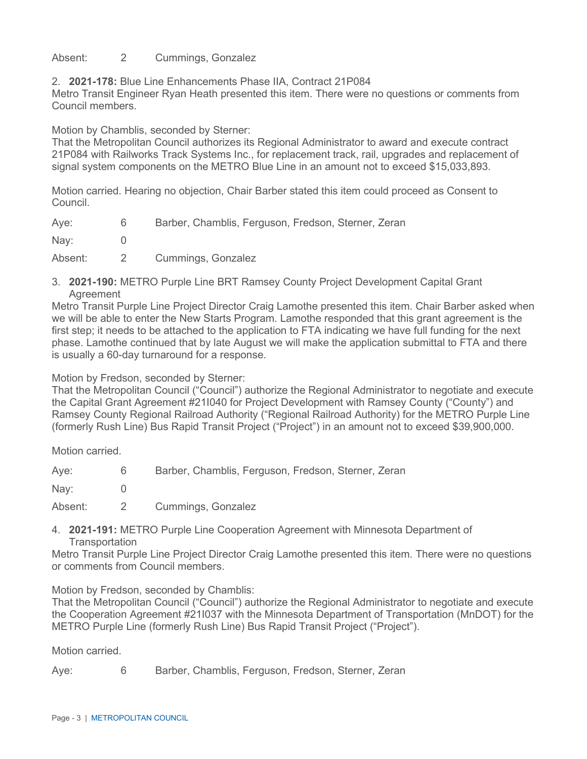| | | |
|---|---|---|
| Absent: | 2 | Cummings, Gonzalez |

2. **2021-178:** Blue Line Enhancements Phase IIA, Contract 21P084

Metro Transit Engineer Ryan Heath presented this item. There were no questions or comments from Council members.

Motion by Chamblis, seconded by Sterner:
That the Metropolitan Council authorizes its Regional Administrator to award and execute contract 21P084 with Railworks Track Systems Inc., for replacement track, rail, upgrades and replacement of signal system components on the METRO Blue Line in an amount not to exceed $15,033,893.

Motion carried. Hearing no objection, Chair Barber stated this item could proceed as Consent to Council.

| | | |
|---|---|---|
| Aye: | 6 | Barber, Chamblis, Ferguson, Fredson, Sterner, Zeran |
| Nay: | 0 | |
| Absent: | 2 | Cummings, Gonzalez |

3. **2021-190:** METRO Purple Line BRT Ramsey County Project Development Capital Grant Agreement

Metro Transit Purple Line Project Director Craig Lamothe presented this item. Chair Barber asked when we will be able to enter the New Starts Program. Lamothe responded that this grant agreement is the first step; it needs to be attached to the application to FTA indicating we have full funding for the next phase. Lamothe continued that by late August we will make the application submittal to FTA and there is usually a 60-day turnaround for a response.

Motion by Fredson, seconded by Sterner:
That the Metropolitan Council ("Council") authorize the Regional Administrator to negotiate and execute the Capital Grant Agreement #21I040 for Project Development with Ramsey County ("County") and Ramsey County Regional Railroad Authority ("Regional Railroad Authority) for the METRO Purple Line (formerly Rush Line) Bus Rapid Transit Project ("Project") in an amount not to exceed $39,900,000.

Motion carried.

| | | |
|---|---|---|
| Aye: | 6 | Barber, Chamblis, Ferguson, Fredson, Sterner, Zeran |
| Nay: | 0 | |
| Absent: | 2 | Cummings, Gonzalez |

4. **2021-191:** METRO Purple Line Cooperation Agreement with Minnesota Department of Transportation

Metro Transit Purple Line Project Director Craig Lamothe presented this item. There were no questions or comments from Council members.

Motion by Fredson, seconded by Chamblis:
That the Metropolitan Council ("Council") authorize the Regional Administrator to negotiate and execute the Cooperation Agreement #21I037 with the Minnesota Department of Transportation (MnDOT) for the METRO Purple Line (formerly Rush Line) Bus Rapid Transit Project ("Project").

Motion carried.

| | | |
|---|---|---|
| Aye: | 6 | Barber, Chamblis, Ferguson, Fredson, Sterner, Zeran |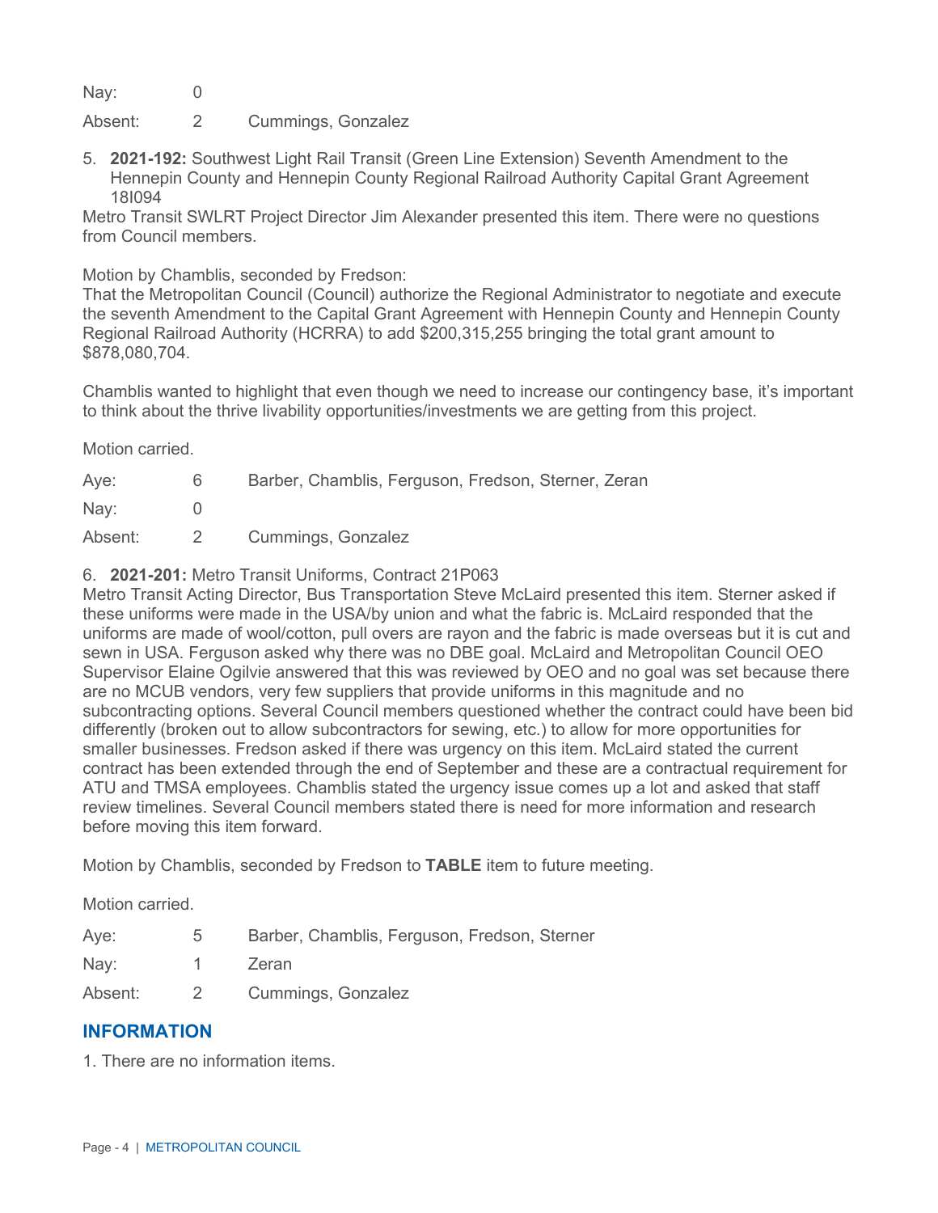| | | |
|---|---|---|
| Nay: | 0 | |
| Absent: | 2 | Cummings, Gonzalez |

5. **2021-192:** Southwest Light Rail Transit (Green Line Extension) Seventh Amendment to the Hennepin County and Hennepin County Regional Railroad Authority Capital Grant Agreement 18I094

Metro Transit SWLRT Project Director Jim Alexander presented this item. There were no questions from Council members.

Motion by Chamblis, seconded by Fredson:

That the Metropolitan Council (Council) authorize the Regional Administrator to negotiate and execute the seventh Amendment to the Capital Grant Agreement with Hennepin County and Hennepin County Regional Railroad Authority (HCRRA) to add $200,315,255 bringing the total grant amount to $878,080,704.

Chamblis wanted to highlight that even though we need to increase our contingency base, it's important to think about the thrive livability opportunities/investments we are getting from this project.

Motion carried.

| | | |
|---|---|---|
| Aye: | 6 | Barber, Chamblis, Ferguson, Fredson, Sterner, Zeran |
| Nay: | 0 | |
| Absent: | 2 | Cummings, Gonzalez |

6. **2021-201:** Metro Transit Uniforms, Contract 21P063

Metro Transit Acting Director, Bus Transportation Steve McLaird presented this item. Sterner asked if these uniforms were made in the USA/by union and what the fabric is. McLaird responded that the uniforms are made of wool/cotton, pull overs are rayon and the fabric is made overseas but it is cut and sewn in USA. Ferguson asked why there was no DBE goal. McLaird and Metropolitan Council OEO Supervisor Elaine Ogilvie answered that this was reviewed by OEO and no goal was set because there are no MCUB vendors, very few suppliers that provide uniforms in this magnitude and no subcontracting options. Several Council members questioned whether the contract could have been bid differently (broken out to allow subcontractors for sewing, etc.) to allow for more opportunities for smaller businesses. Fredson asked if there was urgency on this item. McLaird stated the current contract has been extended through the end of September and these are a contractual requirement for ATU and TMSA employees. Chamblis stated the urgency issue comes up a lot and asked that staff review timelines. Several Council members stated there is need for more information and research before moving this item forward.

Motion by Chamblis, seconded by Fredson to **TABLE** item to future meeting.

Motion carried.

| | | |
|---|---|---|
| Aye: | 5 | Barber, Chamblis, Ferguson, Fredson, Sterner |
| Nay: | 1 | Zeran |
| Absent: | 2 | Cummings, Gonzalez |

## INFORMATION

1. There are no information items.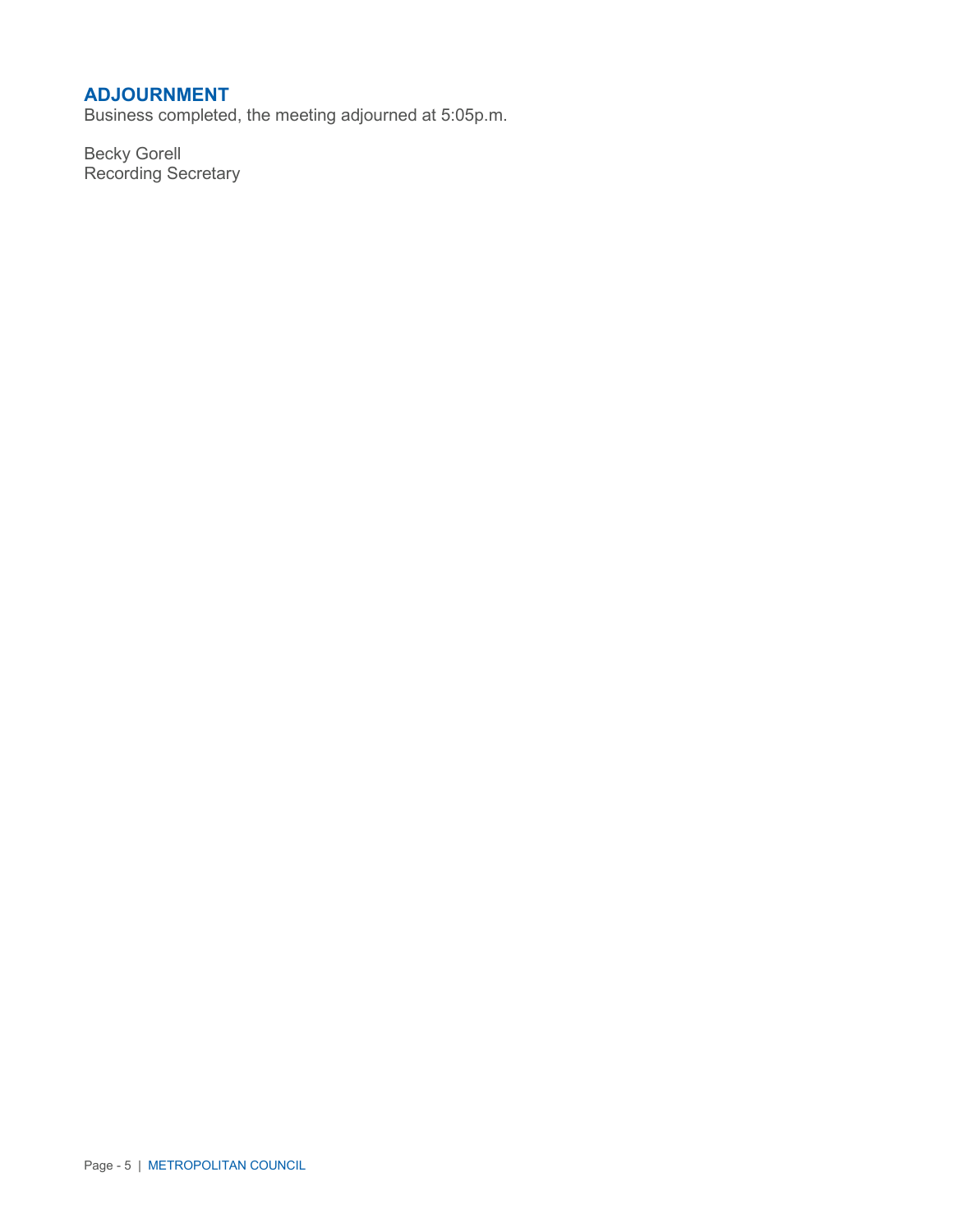## ADJOURNMENT

Business completed, the meeting adjourned at 5:05p.m.

Becky Gorell
Recording Secretary